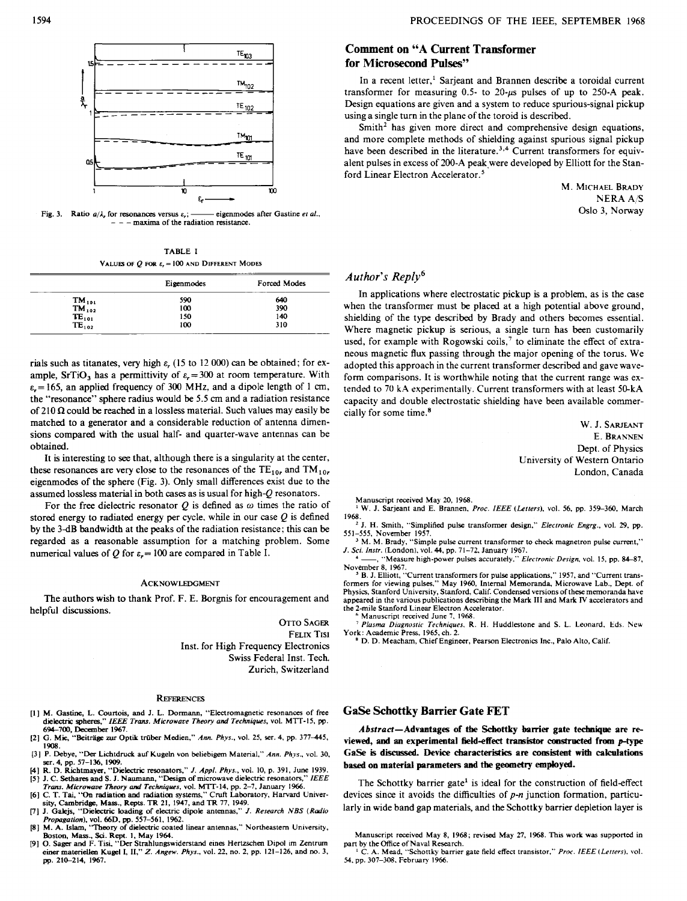Fig. 3. Ratio $a/\lambda_r$ for resonances versus $\varepsilon_r$; ——— eigenmodes after Gastine *et al.*, – – – maxima of the radiation resistance.

TABLE I

VALUES OF $Q$ FOR $\varepsilon_r = 100$ AND DIFFERENT MODES

| | Eigenmodes | Forced Modes |
|---|---|---|
| $TM_{101}$ | 590 | 640 |
| $TM_{102}$ | 100 | 390 |
| $TE_{101}$ | 150 | 140 |
| $TE_{102}$ | 100 | 310 |

rials such as titanates, very high $\varepsilon_r$ (15 to 12 000) can be obtained; for example, $SrTiO_3$ has a permittivity of $\varepsilon_r = 300$ at room temperature. With $\varepsilon_r = 165$, an applied frequency of 300 MHz, and a dipole length of 1 cm, the "resonance" sphere radius would be 5.5 cm and a radiation resistance of 210 Ω could be reached in a lossless material. Such values may easily be matched to a generator and a considerable reduction of antenna dimensions compared with the usual half- and quarter-wave antennas can be obtained.

It is interesting to see that, although there is a singularity at the center, these resonances are very close to the resonances of the $TE_{10r}$ and $TM_{10r}$ eigenmodes of the sphere (Fig. 3). Only small differences exist due to the assumed lossless material in both cases as is usual for high-$Q$ resonators.

For the free dielectric resonator $Q$ is defined as $\omega$ times the ratio of stored energy to radiated energy per cycle, while in our case $Q$ is defined by the 3-dB bandwidth at the peaks of the radiation resistance; this can be regarded as a reasonable assumption for a matching problem. Some numerical values of $Q$ for $\varepsilon_r = 100$ are compared in Table I.

### ACKNOWLEDGMENT

The authors wish to thank Prof. F. E. Borgnis for encouragement and helpful discussions.

OTTO SAGER
FELIX TISI
Inst. for High Frequency Electronics
Swiss Federal Inst. Tech.
Zurich, Switzerland

### REFERENCES

[1] M. Gastine, L. Courtois, and J. L. Dormann, "Electromagnetic resonances of free dielectric spheres," *IEEE Trans. Microwave Theory and Techniques*, vol. MTT-15, pp. 694–700, December 1967.
[2] G. Mie, "Beiträge zur Optik trüber Medien," *Ann. Phys.*, vol. 25, ser. 4, pp. 377–445, 1908.
[3] P. Debye, "Der Lichtdruck auf Kugeln von beliebigem Material," *Ann. Phys.*, vol. 30, ser. 4, pp. 57–136, 1909.
[4] R. D. Richtmayer, "Dielectric resonators," *J. Appl. Phys.*, vol. 10, p. 391, June 1939.
[5] J. C. Sethares and S. J. Naumann, "Design of microwave dielectric resonators," *IEEE Trans. Microwave Theory and Techniques*, vol. MTT-14, pp. 2–7, January 1966.
[6] C. T. Tai, "On radiation and radiation systems," Cruft Laboratory, Harvard University, Cambridge, Mass., Repts. TR 21, 1947, and TR 77, 1949.
[7] J. Galejs, "Dielectric loading of electric dipole antennas," *J. Research NBS (Radio Propagation)*, vol. 66D, pp. 557–561, 1962.
[8] M. A. Islam, "Theory of dielectric coated linear antennas," Northeastern University, Boston, Mass., Sci. Rept. 1, May 1964.
[9] O. Sager and F. Tisi, "Der Strahlungswiderstand eines Hertzschen Dipol im Zentrum einer materiellen Kugel I, II," *Z. Angew. Phys.*, vol. 22, no. 2, pp. 121–126, and no. 3, pp. 210–214, 1967.

## Comment on "A Current Transformer for Microsecond Pulses"

In a recent letter,[1] Sarjeant and Brannen describe a toroidal current transformer for measuring 0.5- to 20-μs pulses of up to 250-A peak. Design equations are given and a system to reduce spurious-signal pickup using a single turn in the plane of the toroid is described.

Smith[2] has given more direct and comprehensive design equations, and more complete methods of shielding against spurious signal pickup have been described in the literature.[3,4] Current transformers for equivalent pulses in excess of 200-A peak were developed by Elliott for the Stanford Linear Electron Accelerator.[5]

M. MICHAEL BRADY
NERA A/S
Oslo 3, Norway

### *Author's Reply*[6]

In applications where electrostatic pickup is a problem, as is the case when the transformer must be placed at a high potential above ground, shielding of the type described by Brady and others becomes essential. Where magnetic pickup is serious, a single turn has been customarily used, for example with Rogowski coils,[7] to eliminate the effect of extraneous magnetic flux passing through the major opening of the torus. We adopted this approach in the current transformer described and gave waveform comparisons. It is worthwhile noting that the current range was extended to 70 kA experimentally. Current transformers with at least 50-kA capacity and double electrostatic shielding have been available commercially for some time.[8]

W. J. SARJEANT
E. BRANNEN
Dept. of Physics
University of Western Ontario
London, Canada

Manuscript received May 20, 1968.

[1] W. J. Sarjeant and E. Brannen, *Proc. IEEE (Letters)*, vol. 56, pp. 359–360, March 1968.
[2] J. H. Smith, "Simplified pulse transformer design," *Electronic Engrg.*, vol. 29, pp. 551–555, November 1957.
[3] M. M. Brady, "Simple pulse current transformer to check magnetron pulse current," *J. Sci. Instr.* (London), vol. 44, pp. 71–72, January 1967.
[4] ——, "Measure high-power pulses accurately," *Electronic Design*, vol. 15, pp. 84–87, November 8, 1967.
[5] B. J. Elliott, "Current transformers for pulse applications," 1957, and "Current transformers for viewing pulses," May 1960, Internal Memoranda, Microwave Lab., Dept. of Physics, Stanford University, Stanford, Calif. Condensed versions of these memoranda have appeared in the various publications describing the Mark III and Mark IV accelerators and the 2-mile Stanford Linear Electron Accelerator.
[6] Manuscript received June 7, 1968.
[7] *Plasma Diagnostic Techniques*, R. H. Huddlestone and S. L. Leonard, Eds. New York: Academic Press, 1965, ch. 2.
[8] D. D. Meacham, Chief Engineer, Pearson Electronics Inc., Palo Alto, Calif.

## GaSe Schottky Barrier Gate FET

***Abstract*—Advantages of the Schottky barrier gate technique are reviewed, and an experimental field-effect transistor constructed from *p*-type GaSe is discussed. Device characteristics are consistent with calculations based on material parameters and the geometry employed.**

The Schottky barrier gate[1] is ideal for the construction of field-effect devices since it avoids the difficulties of *p-n* junction formation, particularly in wide band gap materials, and the Schottky barrier depletion layer is

Manuscript received May 8, 1968; revised May 27, 1968. This work was supported in part by the Office of Naval Research.

[1] C. A. Mead, "Schottky barrier gate field effect transistor," *Proc. IEEE (Letters)*, vol. 54, pp. 307–308, February 1966.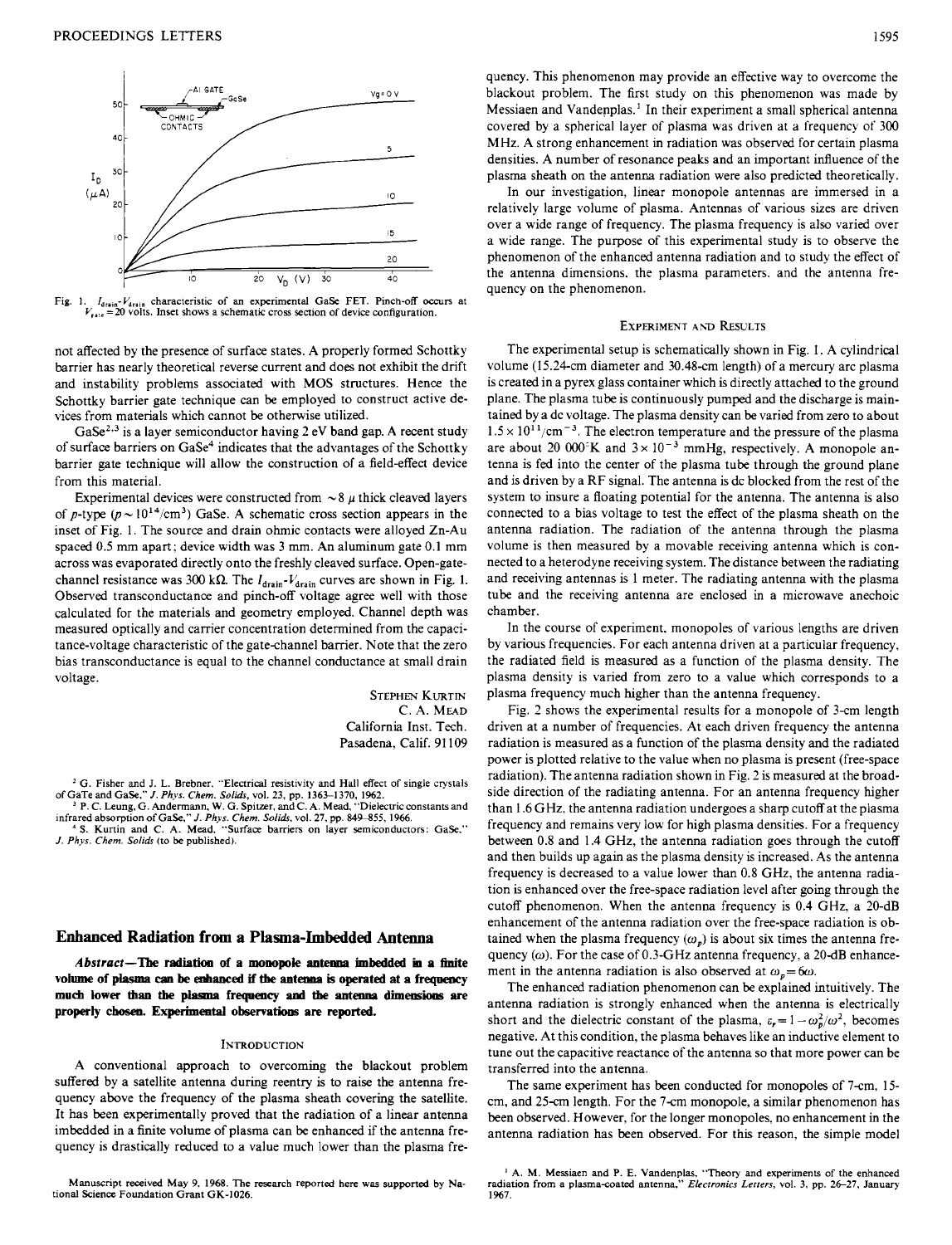$V_g = 0$ V

5

10

15

20

AI GATE

GaSe

OHMIC CONTACTS

$I_D$ ($\mu$A)

$V_D$ (V)

10 20 30 40

50 40 30 20 10 0

Fig. 1. $I_{drain}$-$V_{drain}$ characteristic of an experimental GaSe FET. Pinch-off occurs at $V_{gate} = 20$ volts. Inset shows a schematic cross section of device configuration.

not affected by the presence of surface states. A properly formed Schottky barrier has nearly theoretical reverse current and does not exhibit the drift and instability problems associated with MOS structures. Hence the Schottky barrier gate technique can be employed to construct active devices from materials which cannot be otherwise utilized.

GaSe[2,3] is a layer semiconductor having 2 eV band gap. A recent study of surface barriers on GaSe[4] indicates that the advantages of the Schottky barrier gate technique will allow the construction of a field-effect device from this material.

Experimental devices were constructed from ~8 $\mu$ thick cleaved layers of $p$-type ($p \sim 10^{14}$/cm$^3$) GaSe. A schematic cross section appears in the inset of Fig. 1. The source and drain ohmic contacts were alloyed Zn-Au spaced 0.5 mm apart; device width was 3 mm. An aluminum gate 0.1 mm across was evaporated directly onto the freshly cleaved surface. Open-gate-channel resistance was 300 k$\Omega$. The $I_{drain}$-$V_{drain}$ curves are shown in Fig. 1. Observed transconductance and pinch-off voltage agree well with those calculated for the materials and geometry employed. Channel depth was measured optically and carrier concentration determined from the capacitance-voltage characteristic of the gate-channel barrier. Note that the zero bias transconductance is equal to the channel conductance at small drain voltage.

STEPHEN KURTIN
C. A. MEAD
California Inst. Tech.
Pasadena, Calif. 91109

[2] G. Fisher and J. L. Brebner, "Electrical resistivity and Hall effect of single crystals of GaTe and GaSe," *J. Phys. Chem. Solids*, vol. 23, pp. 1363–1370, 1962.

[3] P. C. Leung, G. Andermann, W. G. Spitzer, and C. A. Mead, "Dielectric constants and infrared absorption of GaSe," *J. Phys. Chem. Solids*, vol. 27, pp. 849–855, 1966.

[4] S. Kurtin and C. A. Mead, "Surface barriers on layer semiconductors: GaSe," *J. Phys. Chem. Solids* (to be published).

## Enhanced Radiation from a Plasma-Imbedded Antenna

***Abstract*—The radiation of a monopole antenna imbedded in a finite volume of plasma can be enhanced if the antenna is operated at a frequency much lower than the plasma frequency and the antenna dimensions are properly chosen. Experimental observations are reported.**

### INTRODUCTION

A conventional approach to overcoming the blackout problem suffered by a satellite antenna during reentry is to raise the antenna frequency above the frequency of the plasma sheath covering the satellite. It has been experimentally proved that the radiation of a linear antenna imbedded in a finite volume of plasma can be enhanced if the antenna frequency is drastically reduced to a value much lower than the plasma frequency. This phenomenon may provide an effective way to overcome the blackout problem. The first study on this phenomenon was made by Messiaen and Vandenplas.[1] In their experiment a small spherical antenna covered by a spherical layer of plasma was driven at a frequency of 300 MHz. A strong enhancement in radiation was observed for certain plasma densities. A number of resonance peaks and an important influence of the plasma sheath on the antenna radiation were also predicted theoretically.

In our investigation, linear monopole antennas are immersed in a relatively large volume of plasma. Antennas of various sizes are driven over a wide range of frequency. The plasma frequency is also varied over a wide range. The purpose of this experimental study is to observe the phenomenon of the enhanced antenna radiation and to study the effect of the antenna dimensions, the plasma parameters, and the antenna frequency on the phenomenon.

Manuscript received May 9, 1968. The research reported here was supported by National Science Foundation Grant GK-1026.

### EXPERIMENT AND RESULTS

The experimental setup is schematically shown in Fig. 1. A cylindrical volume (15.24-cm diameter and 30.48-cm length) of a mercury arc plasma is created in a pyrex glass container which is directly attached to the ground plane. The plasma tube is continuously pumped and the discharge is maintained by a dc voltage. The plasma density can be varied from zero to about $1.5 \times 10^{11}$/cm$^{-3}$. The electron temperature and the pressure of the plasma are about 20 000°K and $3 \times 10^{-3}$ mmHg, respectively. A monopole antenna is fed into the center of the plasma tube through the ground plane and is driven by a RF signal. The antenna is dc blocked from the rest of the system to insure a floating potential for the antenna. The antenna is also connected to a bias voltage to test the effect of the plasma sheath on the antenna radiation. The radiation of the antenna through the plasma volume is then measured by a movable receiving antenna which is connected to a heterodyne receiving system. The distance between the radiating and receiving antennas is 1 meter. The radiating antenna with the plasma tube and the receiving antenna are enclosed in a microwave anechoic chamber.

In the course of experiment, monopoles of various lengths are driven by various frequencies. For each antenna driven at a particular frequency, the radiated field is measured as a function of the plasma density. The plasma density is varied from zero to a value which corresponds to a plasma frequency much higher than the antenna frequency.

Fig. 2 shows the experimental results for a monopole of 3-cm length driven at a number of frequencies. At each driven frequency the antenna radiation is measured as a function of the plasma density and the radiated power is plotted relative to the value when no plasma is present (free-space radiation). The antenna radiation shown in Fig. 2 is measured at the broadside direction of the radiating antenna. For an antenna frequency higher than 1.6 GHz, the antenna radiation undergoes a sharp cutoff at the plasma frequency and remains very low for high plasma densities. For a frequency between 0.8 and 1.4 GHz, the antenna radiation goes through the cutoff and then builds up again as the plasma density is increased. As the antenna frequency is decreased to a value lower than 0.8 GHz, the antenna radiation is enhanced over the free-space radiation level after going through the cutoff phenomenon. When the antenna frequency is 0.4 GHz, a 20-dB enhancement of the antenna radiation over the free-space radiation is obtained when the plasma frequency ($\omega_p$) is about six times the antenna frequency ($\omega$). For the case of 0.3-GHz antenna frequency, a 20-dB enhancement in the antenna radiation is also observed at $\omega_p = 6\omega$.

The enhanced radiation phenomenon can be explained intuitively. The antenna radiation is strongly enhanced when the antenna is electrically short and the dielectric constant of the plasma, $\varepsilon_r = 1 - \omega_p^2/\omega^2$, becomes negative. At this condition, the plasma behaves like an inductive element to tune out the capacitive reactance of the antenna so that more power can be transferred into the antenna.

The same experiment has been conducted for monopoles of 7-cm, 15-cm, and 25-cm length. For the 7-cm monopole, a similar phenomenon has been observed. However, for the longer monopoles, no enhancement in the antenna radiation has been observed. For this reason, the simple model

[1] A. M. Messiaen and P. E. Vandenplas, "Theory and experiments of the enhanced radiation from a plasma-coated antenna," *Electronics Letters*, vol. 3, pp. 26–27, January 1967.